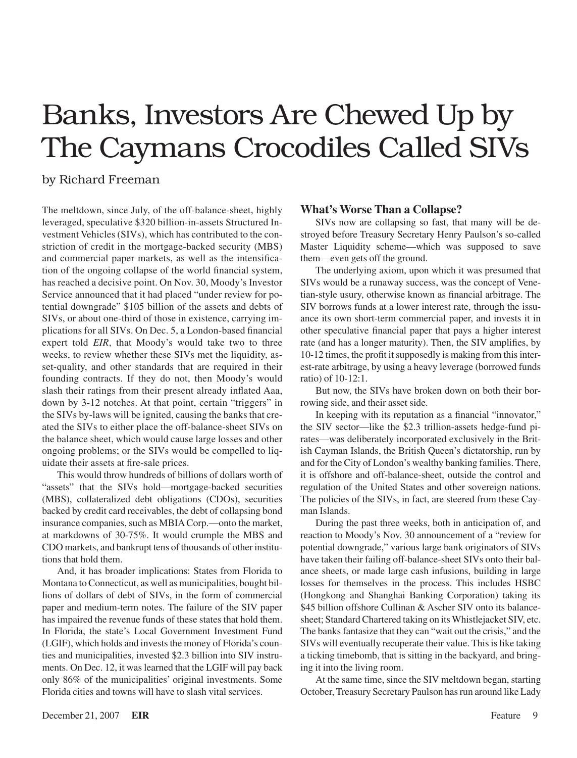# Banks, Investors Are Chewed Up by The Caymans Crocodiles Called SIVs

by Richard Freeman

The meltdown, since July, of the off-balance-sheet, highly leveraged, speculative $320 billion-in-assets Structured Investment Vehicles (SIVs), which has contributed to the constriction of credit in the mortgage-backed security (MBS) and commercial paper markets, as well as the intensification of the ongoing collapse of the world financial system, has reached a decisive point. On Nov. 30, Moody's Investor Service announced that it had placed "under review for potential downgrade" $105 billion of the assets and debts of SIVs, or about one-third of those in existence, carrying implications for all SIVs. On Dec. 5, a London-based financial expert told *EIR*, that Moody's would take two to three weeks, to review whether these SIVs met the liquidity, asset-quality, and other standards that are required in their founding contracts. If they do not, then Moody's would slash their ratings from their present already inflated Aaa, down by 3-12 notches. At that point, certain "triggers" in the SIVs by-laws will be ignited, causing the banks that created the SIVs to either place the off-balance-sheet SIVs on the balance sheet, which would cause large losses and other ongoing problems; or the SIVs would be compelled to liquidate their assets at fire-sale prices.

This would throw hundreds of billions of dollars worth of "assets" that the SIVs hold—mortgage-backed securities (MBS), collateralized debt obligations (CDOs), securities backed by credit card receivables, the debt of collapsing bond insurance companies, such as MBIA Corp.—onto the market, at markdowns of 30-75%. It would crumple the MBS and CDO markets, and bankrupt tens of thousands of other institutions that hold them.

And, it has broader implications: States from Florida to Montana to Connecticut, as well as municipalities, bought billions of dollars of debt of SIVs, in the form of commercial paper and medium-term notes. The failure of the SIV paper has impaired the revenue funds of these states that hold them. In Florida, the state's Local Government Investment Fund (LGIF), which holds and invests the money of Florida's counties and municipalities, invested $2.3 billion into SIV instruments. On Dec. 12, it was learned that the LGIF will pay back only 86% of the municipalities' original investments. Some Florida cities and towns will have to slash vital services.

## What's Worse Than a Collapse?

SIVs now are collapsing so fast, that many will be destroyed before Treasury Secretary Henry Paulson's so-called Master Liquidity scheme—which was supposed to save them—even gets off the ground.

The underlying axiom, upon which it was presumed that SIVs would be a runaway success, was the concept of Venetian-style usury, otherwise known as financial arbitrage. The SIV borrows funds at a lower interest rate, through the issuance its own short-term commercial paper, and invests it in other speculative financial paper that pays a higher interest rate (and has a longer maturity). Then, the SIV amplifies, by 10-12 times, the profit it supposedly is making from this interest-rate arbitrage, by using a heavy leverage (borrowed funds ratio) of 10-12:1.

But now, the SIVs have broken down on both their borrowing side, and their asset side.

In keeping with its reputation as a financial "innovator," the SIV sector—like the $2.3 trillion-assets hedge-fund pirates—was deliberately incorporated exclusively in the British Cayman Islands, the British Queen's dictatorship, run by and for the City of London's wealthy banking families. There, it is offshore and off-balance-sheet, outside the control and regulation of the United States and other sovereign nations. The policies of the SIVs, in fact, are steered from these Cayman Islands.

During the past three weeks, both in anticipation of, and reaction to Moody's Nov. 30 announcement of a "review for potential downgrade," various large bank originators of SIVs have taken their failing off-balance-sheet SIVs onto their balance sheets, or made large cash infusions, building in large losses for themselves in the process. This includes HSBC (Hongkong and Shanghai Banking Corporation) taking its $45 billion offshore Cullinan & Ascher SIV onto its balance-sheet; Standard Chartered taking on its Whistlejacket SIV, etc. The banks fantasize that they can "wait out the crisis," and the SIVs will eventually recuperate their value. This is like taking a ticking timebomb, that is sitting in the backyard, and bringing it into the living room.

At the same time, since the SIV meltdown began, starting October, Treasury Secretary Paulson has run around like Lady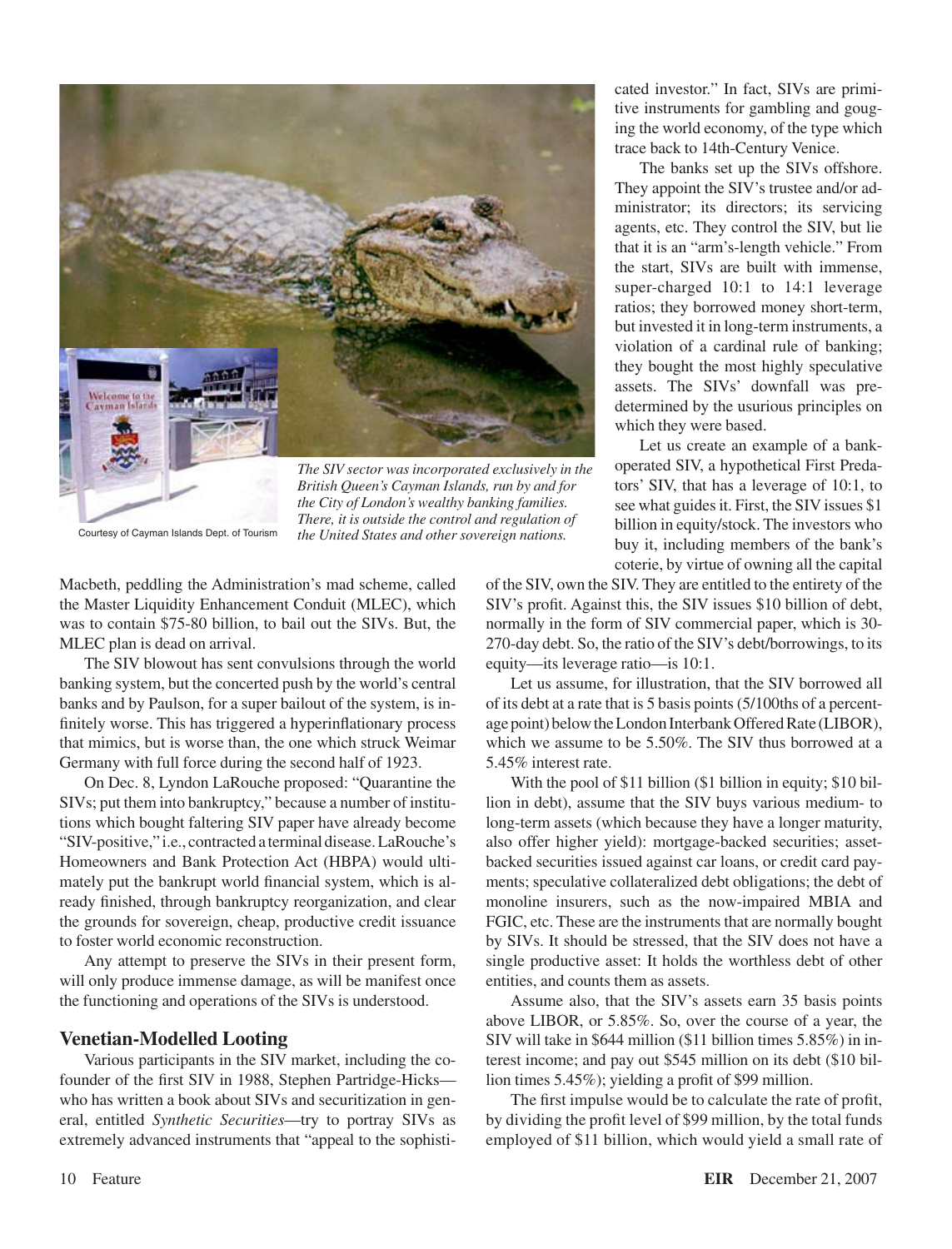The SIV sector was incorporated exclusively in the British Queen's Cayman Islands, run by and for the City of London's wealthy banking families. There, it is outside the control and regulation of the United States and other sovereign nations.

Courtesy of Cayman Islands Dept. of Tourism

Macbeth, peddling the Administration's mad scheme, called the Master Liquidity Enhancement Conduit (MLEC), which was to contain $75-80 billion, to bail out the SIVs. But, the MLEC plan is dead on arrival.

The SIV blowout has sent convulsions through the world banking system, but the concerted push by the world's central banks and by Paulson, for a super bailout of the system, is infinitely worse. This has triggered a hyperinflationary process that mimics, but is worse than, the one which struck Weimar Germany with full force during the second half of 1923.

On Dec. 8, Lyndon LaRouche proposed: "Quarantine the SIVs; put them into bankruptcy," because a number of institutions which bought faltering SIV paper have already become "SIV-positive," i.e., contracted a terminal disease. LaRouche's Homeowners and Bank Protection Act (HBPA) would ultimately put the bankrupt world financial system, which is already finished, through bankruptcy reorganization, and clear the grounds for sovereign, cheap, productive credit issuance to foster world economic reconstruction.

Any attempt to preserve the SIVs in their present form, will only produce immense damage, as will be manifest once the functioning and operations of the SIVs is understood.

## Venetian-Modelled Looting

Various participants in the SIV market, including the co-founder of the first SIV in 1988, Stephen Partridge-Hicks—who has written a book about SIVs and securitization in general, entitled *Synthetic Securities*—try to portray SIVs as extremely advanced instruments that "appeal to the sophisticated investor." In fact, SIVs are primitive instruments for gambling and gouging the world economy, of the type which trace back to 14th-Century Venice.

The banks set up the SIVs offshore. They appoint the SIV's trustee and/or administrator; its directors; its servicing agents, etc. They control the SIV, but lie that it is an "arm's-length vehicle." From the start, SIVs are built with immense, super-charged 10:1 to 14:1 leverage ratios; they borrowed money short-term, but invested it in long-term instruments, a violation of a cardinal rule of banking; they bought the most highly speculative assets. The SIVs' downfall was predetermined by the usurious principles on which they were based.

Let us create an example of a bank-operated SIV, a hypothetical First Predators' SIV, that has a leverage of 10:1, to see what guides it. First, the SIV issues $1 billion in equity/stock. The investors who buy it, including members of the bank's coterie, by virtue of owning all the capital of the SIV, own the SIV. They are entitled to the entirety of the SIV's profit. Against this, the SIV issues $10 billion of debt, normally in the form of SIV commercial paper, which is 30-270-day debt. So, the ratio of the SIV's debt/borrowings, to its equity—its leverage ratio—is 10:1.

Let us assume, for illustration, that the SIV borrowed all of its debt at a rate that is 5 basis points (5/100ths of a percentage point) below the London Interbank Offered Rate (LIBOR), which we assume to be 5.50%. The SIV thus borrowed at a 5.45% interest rate.

With the pool of $11 billion ($1 billion in equity; $10 billion in debt), assume that the SIV buys various medium- to long-term assets (which because they have a longer maturity, also offer higher yield): mortgage-backed securities; asset-backed securities issued against car loans, or credit card payments; speculative collateralized debt obligations; the debt of monoline insurers, such as the now-impaired MBIA and FGIC, etc. These are the instruments that are normally bought by SIVs. It should be stressed, that the SIV does not have a single productive asset: It holds the worthless debt of other entities, and counts them as assets.

Assume also, that the SIV's assets earn 35 basis points above LIBOR, or 5.85%. So, over the course of a year, the SIV will take in $644 million ($11 billion times 5.85%) in interest income; and pay out $545 million on its debt ($10 billion times 5.45%); yielding a profit of $99 million.

The first impulse would be to calculate the rate of profit, by dividing the profit level of $99 million, by the total funds employed of $11 billion, which would yield a small rate of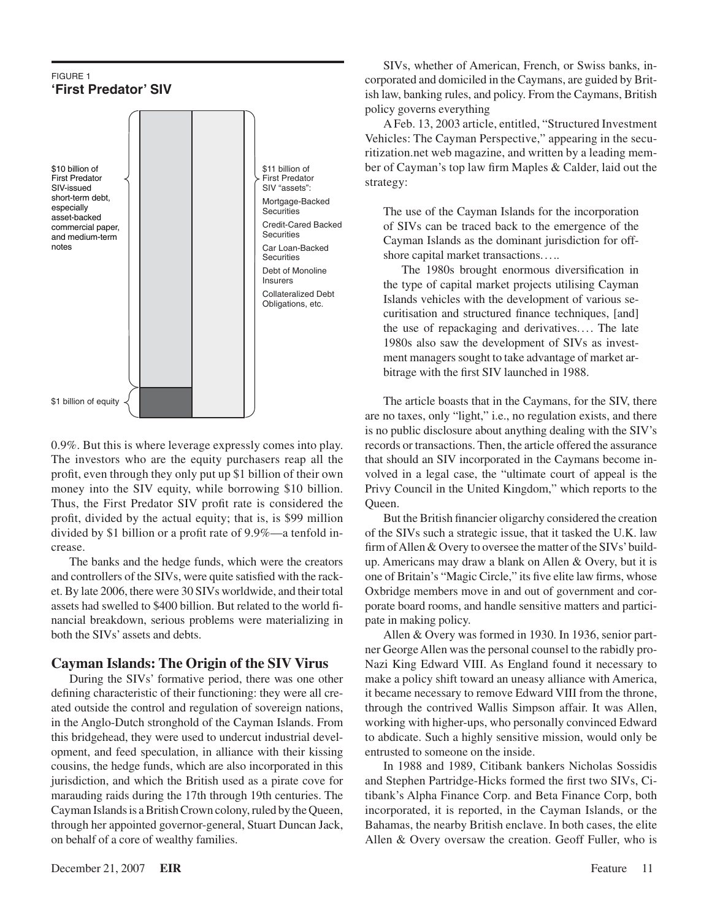FIGURE 1
**'First Predator' SIV**

$10 billion of First Predator SIV-issued short-term debt, especially asset-backed commercial paper, and medium-term notes

$1 billion of equity

$11 billion of First Predator SIV "assets":
Mortgage-Backed Securities
Credit-Cared Backed Securities
Car Loan-Backed Securities
Debt of Monoline Insurers
Collateralized Debt Obligations, etc.

0.9%. But this is where leverage expressly comes into play. The investors who are the equity purchasers reap all the profit, even through they only put up $1 billion of their own money into the SIV equity, while borrowing $10 billion. Thus, the First Predator SIV profit rate is considered the profit, divided by the actual equity; that is, is $99 million divided by $1 billion or a profit rate of 9.9%—a tenfold increase.

The banks and the hedge funds, which were the creators and controllers of the SIVs, were quite satisfied with the racket. By late 2006, there were 30 SIVs worldwide, and their total assets had swelled to $400 billion. But related to the world financial breakdown, serious problems were materializing in both the SIVs' assets and debts.

## Cayman Islands: The Origin of the SIV Virus

During the SIVs' formative period, there was one other defining characteristic of their functioning: they were all created outside the control and regulation of sovereign nations, in the Anglo-Dutch stronghold of the Cayman Islands. From this bridgehead, they were used to undercut industrial development, and feed speculation, in alliance with their kissing cousins, the hedge funds, which are also incorporated in this jurisdiction, and which the British used as a pirate cove for marauding raids during the 17th through 19th centuries. The Cayman Islands is a British Crown colony, ruled by the Queen, through her appointed governor-general, Stuart Duncan Jack, on behalf of a core of wealthy families.

SIVs, whether of American, French, or Swiss banks, incorporated and domiciled in the Caymans, are guided by British law, banking rules, and policy. From the Caymans, British policy governs everything

A Feb. 13, 2003 article, entitled, "Structured Investment Vehicles: The Cayman Perspective," appearing in the securitization.net web magazine, and written by a leading member of Cayman's top law firm Maples & Calder, laid out the strategy:

> The use of the Cayman Islands for the incorporation of SIVs can be traced back to the emergence of the Cayman Islands as the dominant jurisdiction for offshore capital market transactions.....
>
> The 1980s brought enormous diversification in the type of capital market projects utilising Cayman Islands vehicles with the development of various securitisation and structured finance techniques, [and] the use of repackaging and derivatives.... The late 1980s also saw the development of SIVs as investment managers sought to take advantage of market arbitrage with the first SIV launched in 1988.

The article boasts that in the Caymans, for the SIV, there are no taxes, only "light," i.e., no regulation exists, and there is no public disclosure about anything dealing with the SIV's records or transactions. Then, the article offered the assurance that should an SIV incorporated in the Caymans become involved in a legal case, the "ultimate court of appeal is the Privy Council in the United Kingdom," which reports to the Queen.

But the British financier oligarchy considered the creation of the SIVs such a strategic issue, that it tasked the U.K. law firm of Allen & Overy to oversee the matter of the SIVs' buildup. Americans may draw a blank on Allen & Overy, but it is one of Britain's "Magic Circle," its five elite law firms, whose Oxbridge members move in and out of government and corporate board rooms, and handle sensitive matters and participate in making policy.

Allen & Overy was formed in 1930. In 1936, senior partner George Allen was the personal counsel to the rabidly pro-Nazi King Edward VIII. As England found it necessary to make a policy shift toward an uneasy alliance with America, it became necessary to remove Edward VIII from the throne, through the contrived Wallis Simpson affair. It was Allen, working with higher-ups, who personally convinced Edward to abdicate. Such a highly sensitive mission, would only be entrusted to someone on the inside.

In 1988 and 1989, Citibank bankers Nicholas Sossidis and Stephen Partridge-Hicks formed the first two SIVs, Citibank's Alpha Finance Corp. and Beta Finance Corp, both incorporated, it is reported, in the Cayman Islands, or the Bahamas, the nearby British enclave. In both cases, the elite Allen & Overy oversaw the creation. Geoff Fuller, who is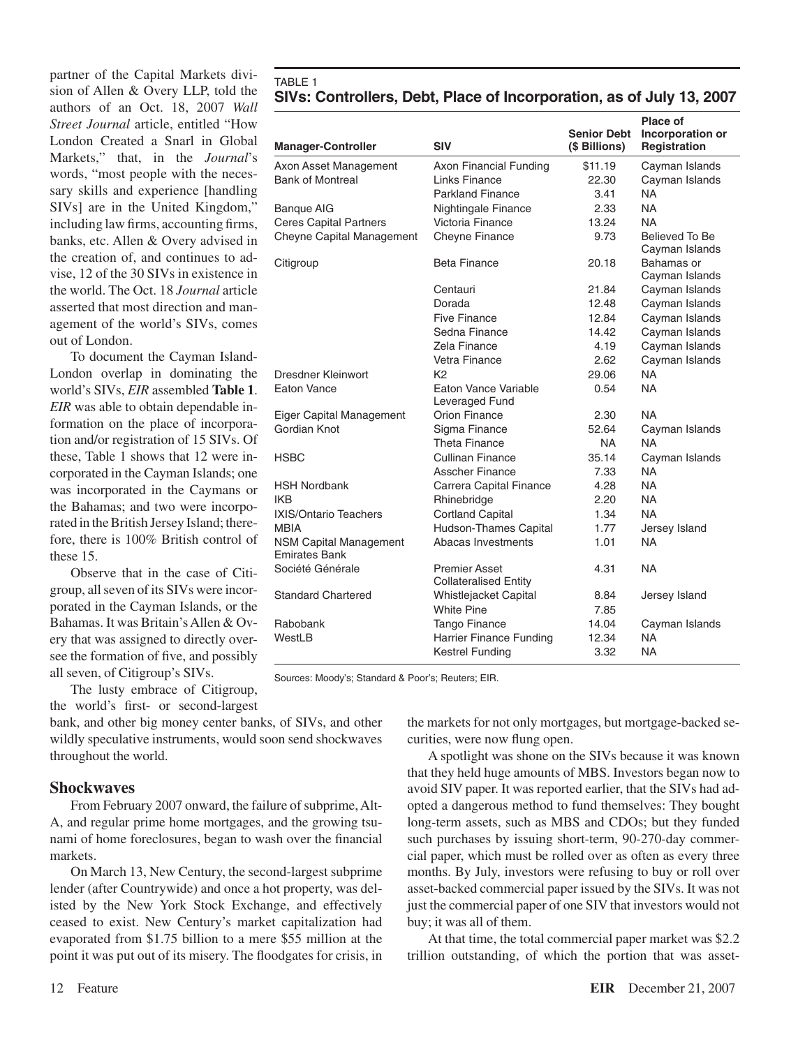partner of the Capital Markets division of Allen & Overy LLP, told the authors of an Oct. 18, 2007 *Wall Street Journal* article, entitled "How London Created a Snarl in Global Markets," that, in the *Journal*'s words, "most people with the necessary skills and experience [handling SIVs] are in the United Kingdom," including law firms, accounting firms, banks, etc. Allen & Overy advised in the creation of, and continues to advise, 12 of the 30 SIVs in existence in the world. The Oct. 18 *Journal* article asserted that most direction and management of the world's SIVs, comes out of London.

To document the Cayman Island-London overlap in dominating the world's SIVs, *EIR* assembled **Table 1**. *EIR* was able to obtain dependable information on the place of incorporation and/or registration of 15 SIVs. Of these, Table 1 shows that 12 were incorporated in the Cayman Islands; one was incorporated in the Caymans or the Bahamas; and two were incorporated in the British Jersey Island; therefore, there is 100% British control of these 15.

Observe that in the case of Citigroup, all seven of its SIVs were incorporated in the Cayman Islands, or the Bahamas. It was Britain's Allen & Overy that was assigned to directly oversee the formation of five, and possibly all seven, of Citigroup's SIVs.

The lusty embrace of Citigroup, the world's first- or second-largest bank, and other big money center banks, of SIVs, and other wildly speculative instruments, would soon send shockwaves throughout the world.

TABLE 1
**SIVs: Controllers, Debt, Place of Incorporation, as of July 13, 2007**

| Manager-Controller | SIV | Senior Debt ($ Billions) | Place of Incorporation or Registration |
|---|---|---|---|
| Axon Asset Management | Axon Financial Funding | $11.19 | Cayman Islands |
| Bank of Montreal | Links Finance | 22.30 | Cayman Islands |
| | Parkland Finance | 3.41 | NA |
| Banque AIG | Nightingale Finance | 2.33 | NA |
| Ceres Capital Partners | Victoria Finance | 13.24 | NA |
| Cheyne Capital Management | Cheyne Finance | 9.73 | Believed To Be Cayman Islands |
| Citigroup | Beta Finance | 20.18 | Bahamas or Cayman Islands |
| | Centauri | 21.84 | Cayman Islands |
| | Dorada | 12.48 | Cayman Islands |
| | Five Finance | 12.84 | Cayman Islands |
| | Sedna Finance | 14.42 | Cayman Islands |
| | Zela Finance | 4.19 | Cayman Islands |
| | Vetra Finance | 2.62 | Cayman Islands |
| Dresdner Kleinwort | K2 | 29.06 | NA |
| Eaton Vance | Eaton Vance Variable Leveraged Fund | 0.54 | NA |
| Eiger Capital Management | Orion Finance | 2.30 | NA |
| Gordian Knot | Sigma Finance | 52.64 | Cayman Islands |
| | Theta Finance | NA | NA |
| HSBC | Cullinan Finance | 35.14 | Cayman Islands |
| | Asscher Finance | 7.33 | NA |
| HSH Nordbank | Carrera Capital Finance | 4.28 | NA |
| IKB | Rhinebridge | 2.20 | NA |
| IXIS/Ontario Teachers | Cortland Capital | 1.34 | NA |
| MBIA | Hudson-Thames Capital | 1.77 | Jersey Island |
| NSM Capital Management Emirates Bank | Abacas Investments | 1.01 | NA |
| Société Générale | Premier Asset Collateralised Entity | 4.31 | NA |
| Standard Chartered | Whistlejacket Capital | 8.84 | Jersey Island |
| | White Pine | 7.85 | |
| Rabobank | Tango Finance | 14.04 | Cayman Islands |
| WestLB | Harrier Finance Funding | 12.34 | NA |
| | Kestrel Funding | 3.32 | NA |

Sources: Moody's; Standard & Poor's; Reuters; EIR.

## Shockwaves

From February 2007 onward, the failure of subprime, Alt-A, and regular prime home mortgages, and the growing tsunami of home foreclosures, began to wash over the financial markets.

On March 13, New Century, the second-largest subprime lender (after Countrywide) and once a hot property, was delisted by the New York Stock Exchange, and effectively ceased to exist. New Century's market capitalization had evaporated from $1.75 billion to a mere $55 million at the point it was put out of its misery. The floodgates for crisis, in the markets for not only mortgages, but mortgage-backed securities, were now flung open.

A spotlight was shone on the SIVs because it was known that they held huge amounts of MBS. Investors began now to avoid SIV paper. It was reported earlier, that the SIVs had adopted a dangerous method to fund themselves: They bought long-term assets, such as MBS and CDOs; but they funded such purchases by issuing short-term, 90-270-day commercial paper, which must be rolled over as often as every three months. By July, investors were refusing to buy or roll over asset-backed commercial paper issued by the SIVs. It was not just the commercial paper of one SIV that investors would not buy; it was all of them.

At that time, the total commercial paper market was $2.2 trillion outstanding, of which the portion that was asset-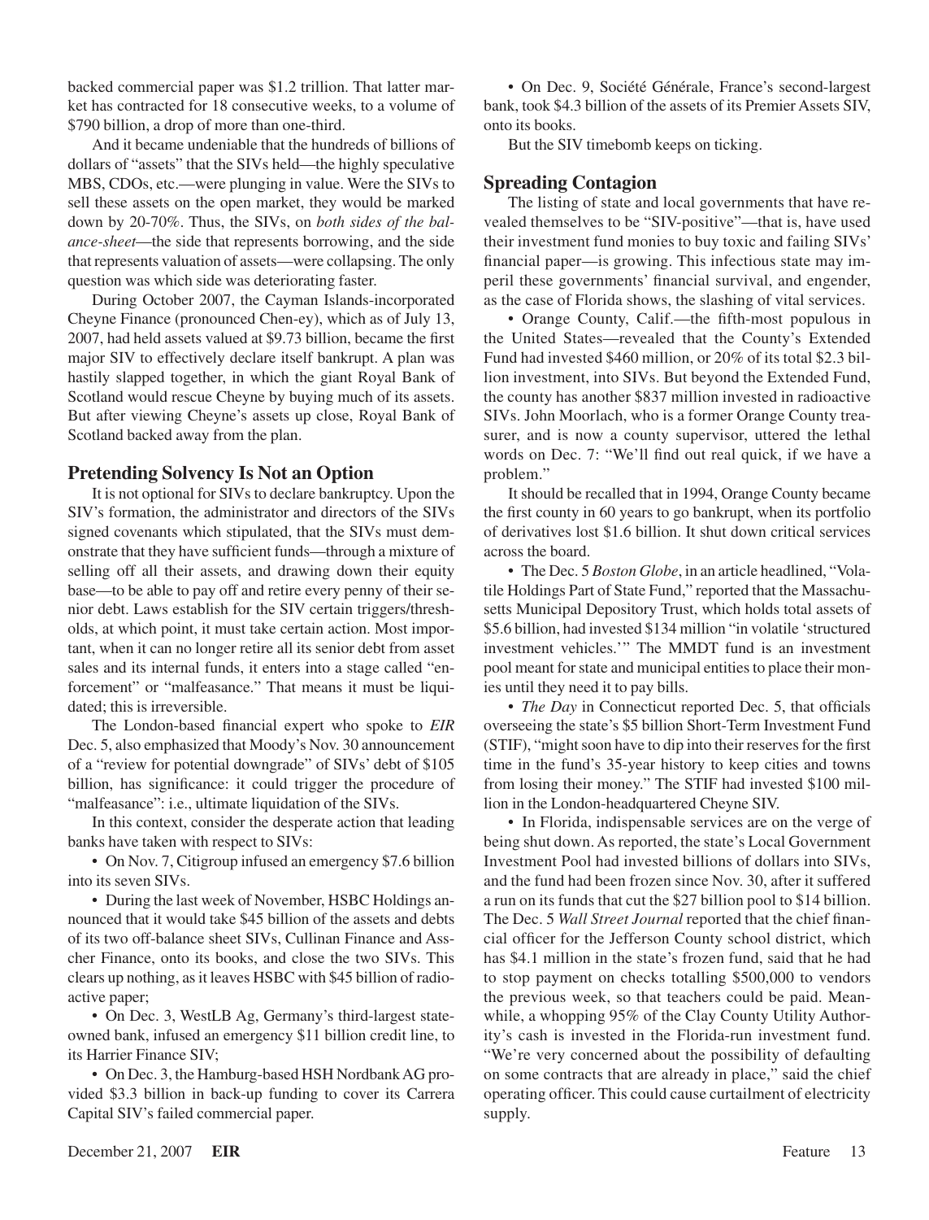backed commercial paper was $1.2 trillion. That latter market has contracted for 18 consecutive weeks, to a volume of $790 billion, a drop of more than one-third.

And it became undeniable that the hundreds of billions of dollars of "assets" that the SIVs held—the highly speculative MBS, CDOs, etc.—were plunging in value. Were the SIVs to sell these assets on the open market, they would be marked down by 20-70%. Thus, the SIVs, on *both sides of the balance-sheet*—the side that represents borrowing, and the side that represents valuation of assets—were collapsing. The only question was which side was deteriorating faster.

During October 2007, the Cayman Islands-incorporated Cheyne Finance (pronounced Chen-ey), which as of July 13, 2007, had held assets valued at $9.73 billion, became the first major SIV to effectively declare itself bankrupt. A plan was hastily slapped together, in which the giant Royal Bank of Scotland would rescue Cheyne by buying much of its assets. But after viewing Cheyne's assets up close, Royal Bank of Scotland backed away from the plan.

## Pretending Solvency Is Not an Option

It is not optional for SIVs to declare bankruptcy. Upon the SIV's formation, the administrator and directors of the SIVs signed covenants which stipulated, that the SIVs must demonstrate that they have sufficient funds—through a mixture of selling off all their assets, and drawing down their equity base—to be able to pay off and retire every penny of their senior debt. Laws establish for the SIV certain triggers/thresholds, at which point, it must take certain action. Most important, when it can no longer retire all its senior debt from asset sales and its internal funds, it enters into a stage called "enforcement" or "malfeasance." That means it must be liquidated; this is irreversible.

The London-based financial expert who spoke to *EIR* Dec. 5, also emphasized that Moody's Nov. 30 announcement of a "review for potential downgrade" of SIVs' debt of $105 billion, has significance: it could trigger the procedure of "malfeasance": i.e., ultimate liquidation of the SIVs.

In this context, consider the desperate action that leading banks have taken with respect to SIVs:

• On Nov. 7, Citigroup infused an emergency $7.6 billion into its seven SIVs.

• During the last week of November, HSBC Holdings announced that it would take $45 billion of the assets and debts of its two off-balance sheet SIVs, Cullinan Finance and Asscher Finance, onto its books, and close the two SIVs. This clears up nothing, as it leaves HSBC with $45 billion of radioactive paper;

• On Dec. 3, WestLB Ag, Germany's third-largest state-owned bank, infused an emergency $11 billion credit line, to its Harrier Finance SIV;

• On Dec. 3, the Hamburg-based HSH Nordbank AG provided $3.3 billion in back-up funding to cover its Carrera Capital SIV's failed commercial paper.

• On Dec. 9, Société Générale, France's second-largest bank, took $4.3 billion of the assets of its Premier Assets SIV, onto its books.

But the SIV timebomb keeps on ticking.

## Spreading Contagion

The listing of state and local governments that have revealed themselves to be "SIV-positive"—that is, have used their investment fund monies to buy toxic and failing SIVs' financial paper—is growing. This infectious state may imperil these governments' financial survival, and engender, as the case of Florida shows, the slashing of vital services.

• Orange County, Calif.—the fifth-most populous in the United States—revealed that the County's Extended Fund had invested $460 million, or 20% of its total $2.3 billion investment, into SIVs. But beyond the Extended Fund, the county has another $837 million invested in radioactive SIVs. John Moorlach, who is a former Orange County treasurer, and is now a county supervisor, uttered the lethal words on Dec. 7: "We'll find out real quick, if we have a problem."

It should be recalled that in 1994, Orange County became the first county in 60 years to go bankrupt, when its portfolio of derivatives lost $1.6 billion. It shut down critical services across the board.

• The Dec. 5 *Boston Globe*, in an article headlined, "Volatile Holdings Part of State Fund," reported that the Massachusetts Municipal Depository Trust, which holds total assets of $5.6 billion, had invested $134 million "in volatile 'structured investment vehicles.'" The MMDT fund is an investment pool meant for state and municipal entities to place their monies until they need it to pay bills.

• *The Day* in Connecticut reported Dec. 5, that officials overseeing the state's $5 billion Short-Term Investment Fund (STIF), "might soon have to dip into their reserves for the first time in the fund's 35-year history to keep cities and towns from losing their money." The STIF had invested $100 million in the London-headquartered Cheyne SIV.

• In Florida, indispensable services are on the verge of being shut down. As reported, the state's Local Government Investment Pool had invested billions of dollars into SIVs, and the fund had been frozen since Nov. 30, after it suffered a run on its funds that cut the $27 billion pool to $14 billion. The Dec. 5 *Wall Street Journal* reported that the chief financial officer for the Jefferson County school district, which has $4.1 million in the state's frozen fund, said that he had to stop payment on checks totalling $500,000 to vendors the previous week, so that teachers could be paid. Meanwhile, a whopping 95% of the Clay County Utility Authority's cash is invested in the Florida-run investment fund. "We're very concerned about the possibility of defaulting on some contracts that are already in place," said the chief operating officer. This could cause curtailment of electricity supply.